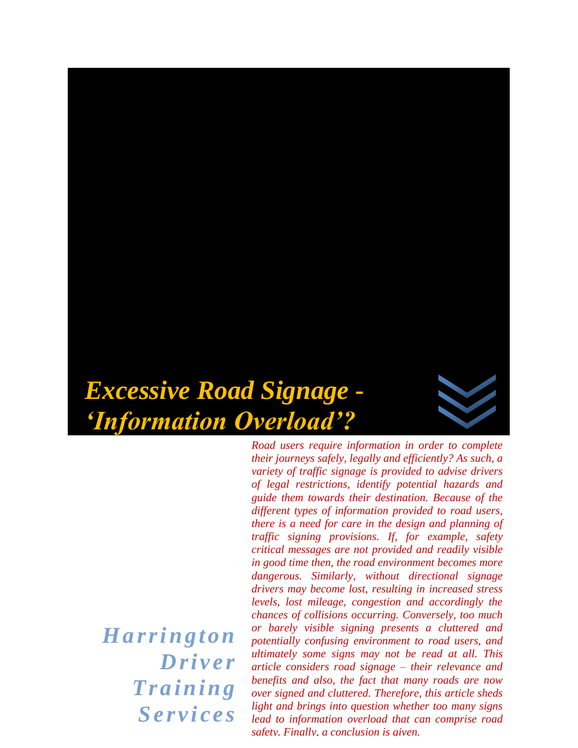# *Excessive Road Signage - 'Information Overload'?*

***Harrington Driver Training Services***

*Road users require information in order to complete their journeys safely, legally and efficiently? As such, a variety of traffic signage is provided to advise drivers of legal restrictions, identify potential hazards and guide them towards their destination. Because of the different types of information provided to road users, there is a need for care in the design and planning of traffic signing provisions. If, for example, safety critical messages are not provided and readily visible in good time then, the road environment becomes more dangerous. Similarly, without directional signage drivers may become lost, resulting in increased stress levels, lost mileage, congestion and accordingly the chances of collisions occurring. Conversely, too much or barely visible signing presents a cluttered and potentially confusing environment to road users, and ultimately some signs may not be read at all. This article considers road signage – their relevance and benefits and also, the fact that many roads are now over signed and cluttered. Therefore, this article sheds light and brings into question whether too many signs lead to information overload that can comprise road safety. Finally, a conclusion is given.*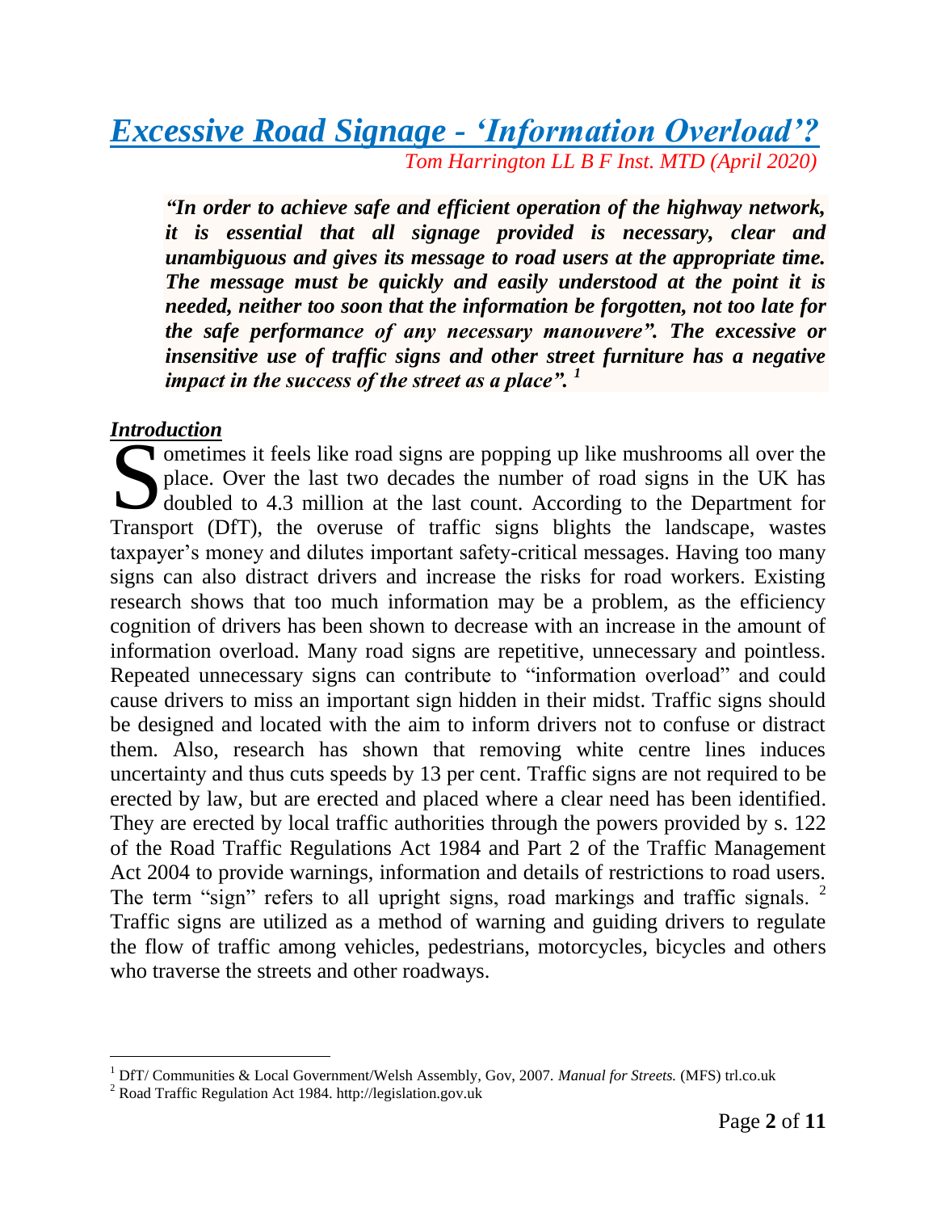# *Excessive Road Signage - 'Information Overload'?*

*Tom Harrington LL B F Inst. MTD (April 2020)*

> ***"In order to achieve safe and efficient operation of the highway network, it is essential that all signage provided is necessary, clear and unambiguous and gives its message to road users at the appropriate time. The message must be quickly and easily understood at the point it is needed, neither too soon that the information be forgotten, not too late for the safe performance of any necessary manouvere". The excessive or insensitive use of traffic signs and other street furniture has a negative impact in the success of the street as a place".*** [1]

## *Introduction*

Sometimes it feels like road signs are popping up like mushrooms all over the place. Over the last two decades the number of road signs in the UK has doubled to 4.3 million at the last count. According to the Department for Transport (DfT), the overuse of traffic signs blights the landscape, wastes taxpayer's money and dilutes important safety-critical messages. Having too many signs can also distract drivers and increase the risks for road workers. Existing research shows that too much information may be a problem, as the efficiency cognition of drivers has been shown to decrease with an increase in the amount of information overload. Many road signs are repetitive, unnecessary and pointless. Repeated unnecessary signs can contribute to "information overload" and could cause drivers to miss an important sign hidden in their midst. Traffic signs should be designed and located with the aim to inform drivers not to confuse or distract them. Also, research has shown that removing white centre lines induces uncertainty and thus cuts speeds by 13 per cent. Traffic signs are not required to be erected by law, but are erected and placed where a clear need has been identified. They are erected by local traffic authorities through the powers provided by s. 122 of the Road Traffic Regulations Act 1984 and Part 2 of the Traffic Management Act 2004 to provide warnings, information and details of restrictions to road users. The term "sign" refers to all upright signs, road markings and traffic signals. [2] Traffic signs are utilized as a method of warning and guiding drivers to regulate the flow of traffic among vehicles, pedestrians, motorcycles, bicycles and others who traverse the streets and other roadways.

---

[1] DfT/ Communities & Local Government/Welsh Assembly, Gov, 2007. *Manual for Streets.* (MFS) trl.co.uk

[2] Road Traffic Regulation Act 1984. http://legislation.gov.uk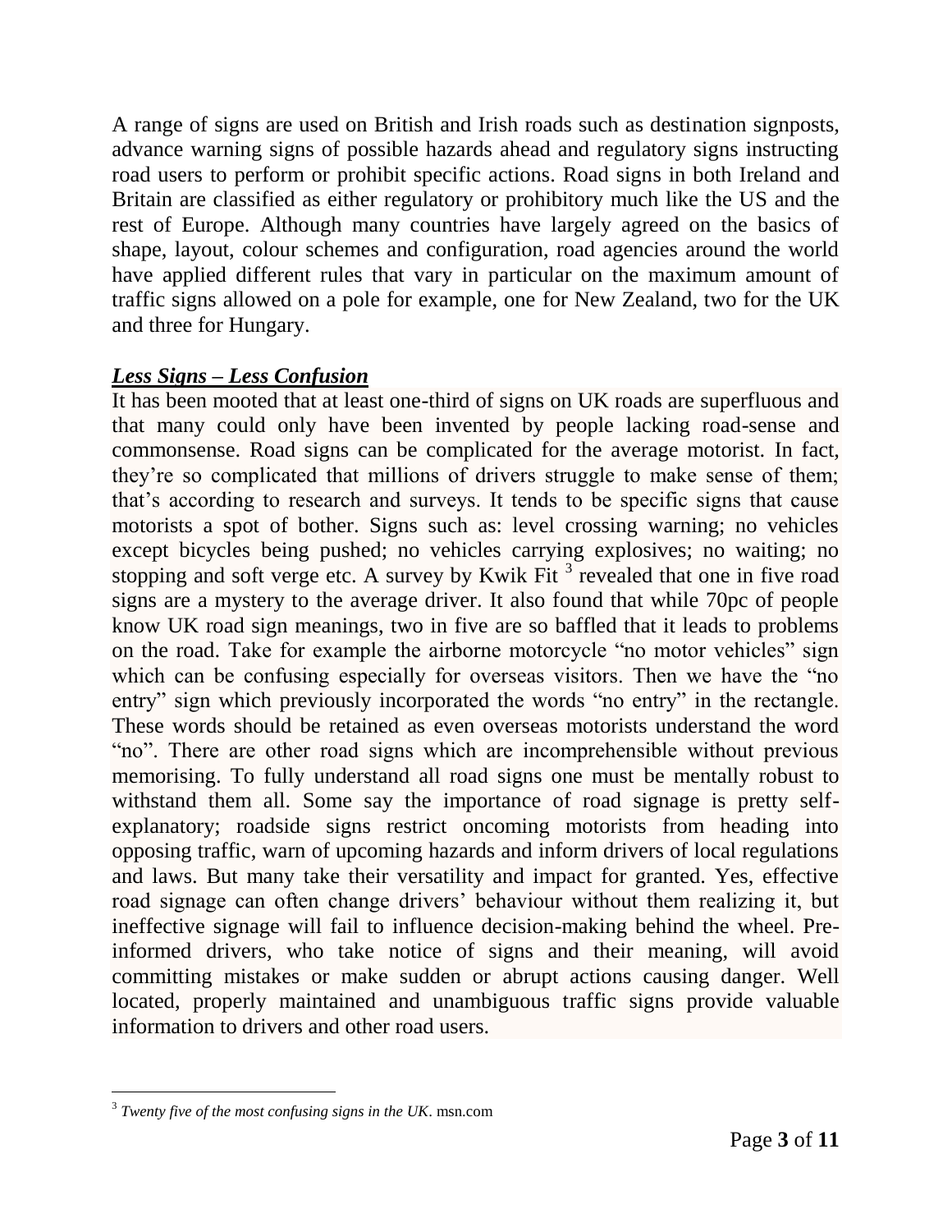A range of signs are used on British and Irish roads such as destination signposts, advance warning signs of possible hazards ahead and regulatory signs instructing road users to perform or prohibit specific actions. Road signs in both Ireland and Britain are classified as either regulatory or prohibitory much like the US and the rest of Europe. Although many countries have largely agreed on the basics of shape, layout, colour schemes and configuration, road agencies around the world have applied different rules that vary in particular on the maximum amount of traffic signs allowed on a pole for example, one for New Zealand, two for the UK and three for Hungary.

***Less Signs – Less Confusion***

It has been mooted that at least one-third of signs on UK roads are superfluous and that many could only have been invented by people lacking road-sense and commonsense. Road signs can be complicated for the average motorist. In fact, they're so complicated that millions of drivers struggle to make sense of them; that's according to research and surveys. It tends to be specific signs that cause motorists a spot of bother. Signs such as: level crossing warning; no vehicles except bicycles being pushed; no vehicles carrying explosives; no waiting; no stopping and soft verge etc. A survey by Kwik Fit [3] revealed that one in five road signs are a mystery to the average driver. It also found that while 70pc of people know UK road sign meanings, two in five are so baffled that it leads to problems on the road. Take for example the airborne motorcycle "no motor vehicles" sign which can be confusing especially for overseas visitors. Then we have the "no entry" sign which previously incorporated the words "no entry" in the rectangle. These words should be retained as even overseas motorists understand the word "no". There are other road signs which are incomprehensible without previous memorising. To fully understand all road signs one must be mentally robust to withstand them all. Some say the importance of road signage is pretty self-explanatory; roadside signs restrict oncoming motorists from heading into opposing traffic, warn of upcoming hazards and inform drivers of local regulations and laws. But many take their versatility and impact for granted. Yes, effective road signage can often change drivers' behaviour without them realizing it, but ineffective signage will fail to influence decision-making behind the wheel. Pre-informed drivers, who take notice of signs and their meaning, will avoid committing mistakes or make sudden or abrupt actions causing danger. Well located, properly maintained and unambiguous traffic signs provide valuable information to drivers and other road users.

---

[3] *Twenty five of the most confusing signs in the UK*. msn.com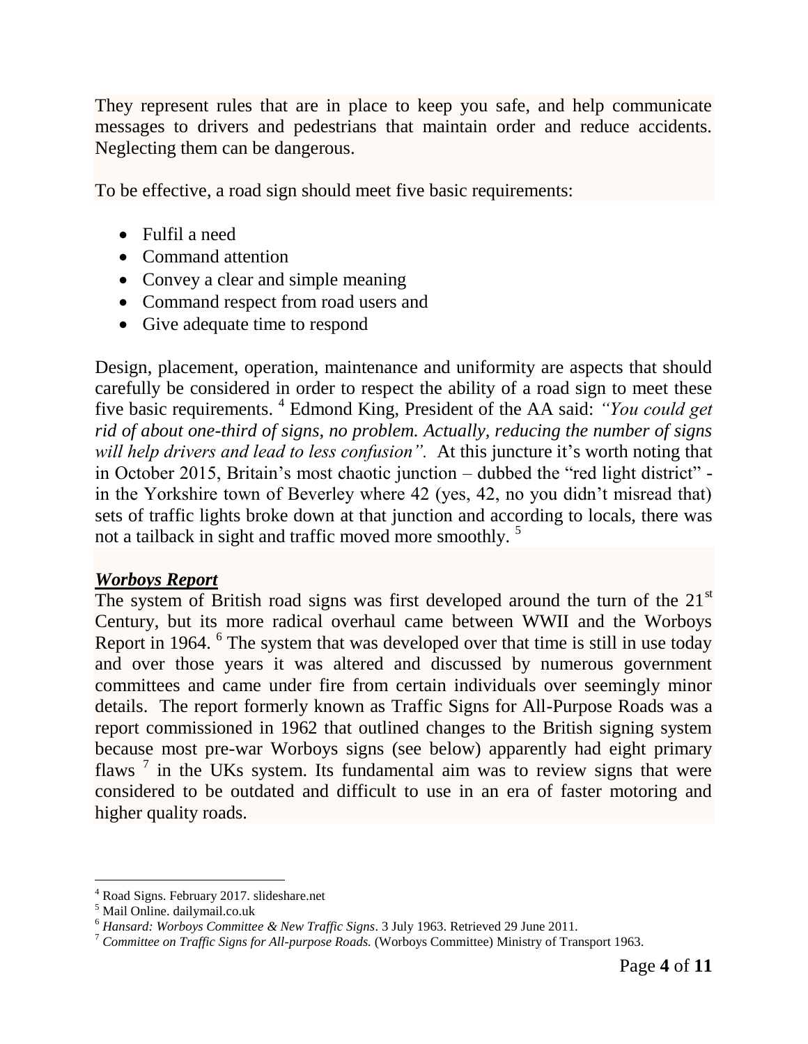They represent rules that are in place to keep you safe, and help communicate messages to drivers and pedestrians that maintain order and reduce accidents. Neglecting them can be dangerous.

To be effective, a road sign should meet five basic requirements:

- Fulfil a need
- Command attention
- Convey a clear and simple meaning
- Command respect from road users and
- Give adequate time to respond

Design, placement, operation, maintenance and uniformity are aspects that should carefully be considered in order to respect the ability of a road sign to meet these five basic requirements. [4] Edmond King, President of the AA said: *"You could get rid of about one-third of signs, no problem. Actually, reducing the number of signs will help drivers and lead to less confusion".* At this juncture it's worth noting that in October 2015, Britain's most chaotic junction – dubbed the "red light district" - in the Yorkshire town of Beverley where 42 (yes, 42, no you didn't misread that) sets of traffic lights broke down at that junction and according to locals, there was not a tailback in sight and traffic moved more smoothly. [5]

***Worboys Report***

The system of British road signs was first developed around the turn of the $21^{st}$ Century, but its more radical overhaul came between WWII and the Worboys Report in 1964. [6] The system that was developed over that time is still in use today and over those years it was altered and discussed by numerous government committees and came under fire from certain individuals over seemingly minor details. The report formerly known as Traffic Signs for All-Purpose Roads was a report commissioned in 1962 that outlined changes to the British signing system because most pre-war Worboys signs (see below) apparently had eight primary flaws [7] in the UKs system. Its fundamental aim was to review signs that were considered to be outdated and difficult to use in an era of faster motoring and higher quality roads.

---

[4] Road Signs. February 2017. slideshare.net

[5] Mail Online. dailymail.co.uk

[6] *Hansard: Worboys Committee & New Traffic Signs*. 3 July 1963. Retrieved 29 June 2011.

[7] *Committee on Traffic Signs for All-purpose Roads.* (Worboys Committee) Ministry of Transport 1963.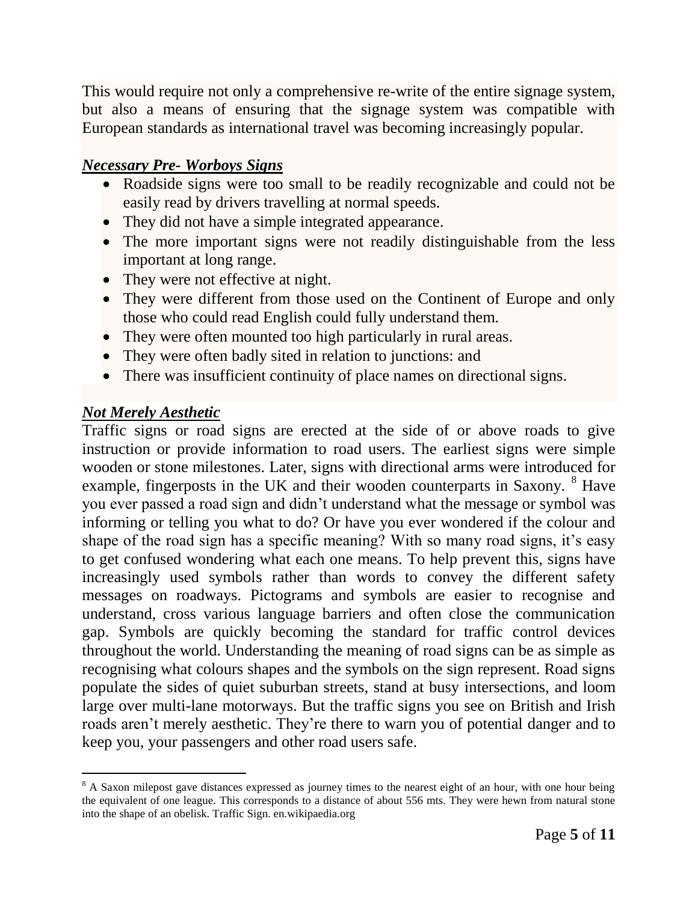This would require not only a comprehensive re-write of the entire signage system, but also a means of ensuring that the signage system was compatible with European standards as international travel was becoming increasingly popular.

***Necessary Pre- Worboys Signs***

- Roadside signs were too small to be readily recognizable and could not be easily read by drivers travelling at normal speeds.
- They did not have a simple integrated appearance.
- The more important signs were not readily distinguishable from the less important at long range.
- They were not effective at night.
- They were different from those used on the Continent of Europe and only those who could read English could fully understand them.
- They were often mounted too high particularly in rural areas.
- They were often badly sited in relation to junctions: and
- There was insufficient continuity of place names on directional signs.

***Not Merely Aesthetic***

Traffic signs or road signs are erected at the side of or above roads to give instruction or provide information to road users. The earliest signs were simple wooden or stone milestones. Later, signs with directional arms were introduced for example, fingerposts in the UK and their wooden counterparts in Saxony. [8] Have you ever passed a road sign and didn't understand what the message or symbol was informing or telling you what to do? Or have you ever wondered if the colour and shape of the road sign has a specific meaning? With so many road signs, it's easy to get confused wondering what each one means. To help prevent this, signs have increasingly used symbols rather than words to convey the different safety messages on roadways. Pictograms and symbols are easier to recognise and understand, cross various language barriers and often close the communication gap. Symbols are quickly becoming the standard for traffic control devices throughout the world. Understanding the meaning of road signs can be as simple as recognising what colours shapes and the symbols on the sign represent. Road signs populate the sides of quiet suburban streets, stand at busy intersections, and loom large over multi-lane motorways. But the traffic signs you see on British and Irish roads aren't merely aesthetic. They're there to warn you of potential danger and to keep you, your passengers and other road users safe.

---

[8] A Saxon milepost gave distances expressed as journey times to the nearest eight of an hour, with one hour being the equivalent of one league. This corresponds to a distance of about 556 mts. They were hewn from natural stone into the shape of an obelisk. Traffic Sign. en.wikipaedia.org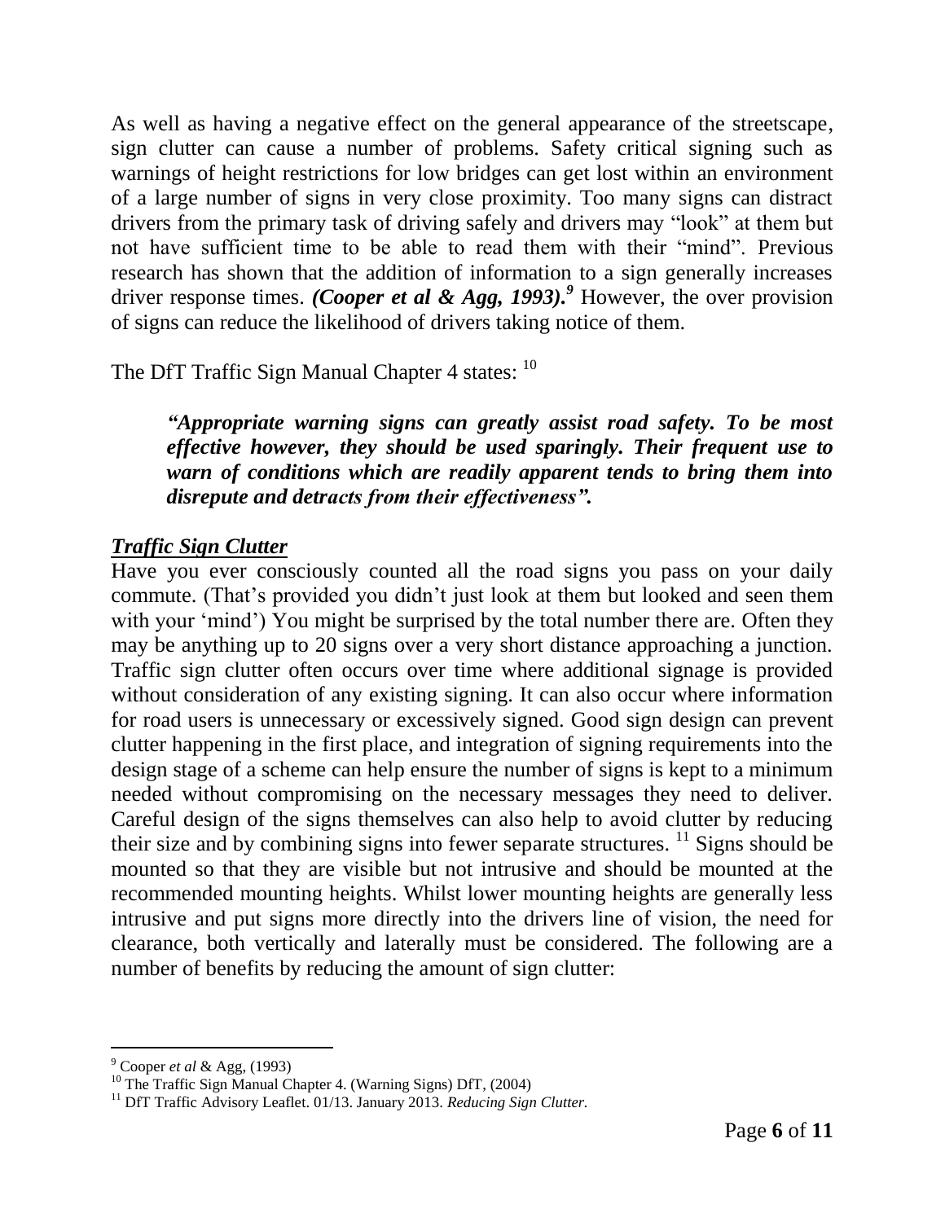As well as having a negative effect on the general appearance of the streetscape, sign clutter can cause a number of problems. Safety critical signing such as warnings of height restrictions for low bridges can get lost within an environment of a large number of signs in very close proximity. Too many signs can distract drivers from the primary task of driving safely and drivers may "look" at them but not have sufficient time to be able to read them with their "mind". Previous research has shown that the addition of information to a sign generally increases driver response times. ***(Cooper et al & Agg, 1993).***[9] However, the over provision of signs can reduce the likelihood of drivers taking notice of them.

The DfT Traffic Sign Manual Chapter 4 states: [10]

> ***"Appropriate warning signs can greatly assist road safety. To be most effective however, they should be used sparingly. Their frequent use to warn of conditions which are readily apparent tends to bring them into disrepute and detracts from their effectiveness".***

***Traffic Sign Clutter***

Have you ever consciously counted all the road signs you pass on your daily commute. (That's provided you didn't just look at them but looked and seen them with your 'mind') You might be surprised by the total number there are. Often they may be anything up to 20 signs over a very short distance approaching a junction. Traffic sign clutter often occurs over time where additional signage is provided without consideration of any existing signing. It can also occur where information for road users is unnecessary or excessively signed. Good sign design can prevent clutter happening in the first place, and integration of signing requirements into the design stage of a scheme can help ensure the number of signs is kept to a minimum needed without compromising on the necessary messages they need to deliver. Careful design of the signs themselves can also help to avoid clutter by reducing their size and by combining signs into fewer separate structures. [11] Signs should be mounted so that they are visible but not intrusive and should be mounted at the recommended mounting heights. Whilst lower mounting heights are generally less intrusive and put signs more directly into the drivers line of vision, the need for clearance, both vertically and laterally must be considered. The following are a number of benefits by reducing the amount of sign clutter:

---

[9] Cooper *et al* & Agg, (1993)

[10] The Traffic Sign Manual Chapter 4. (Warning Signs) DfT, (2004)

[11] DfT Traffic Advisory Leaflet. 01/13. January 2013. *Reducing Sign Clutter.*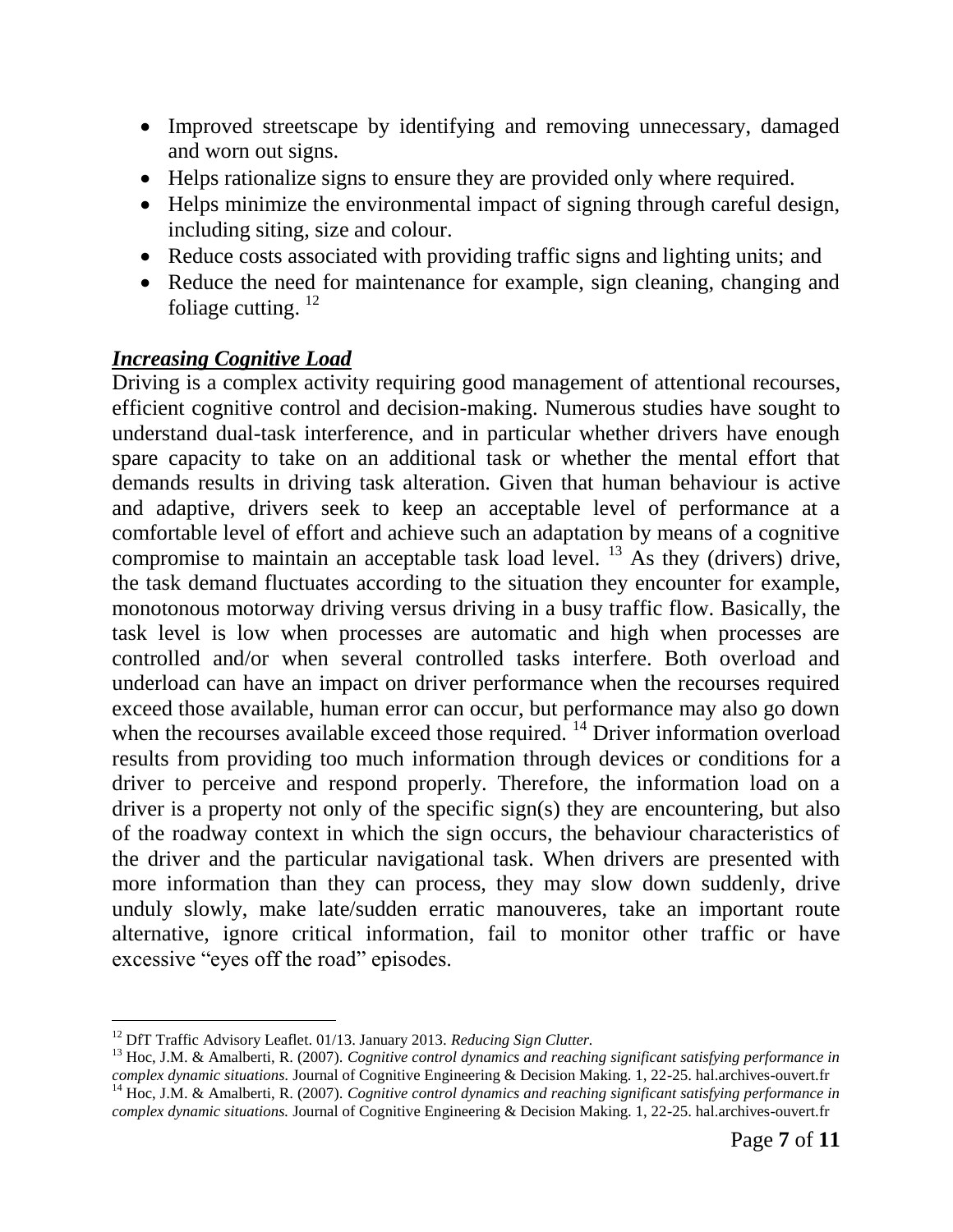- Improved streetscape by identifying and removing unnecessary, damaged and worn out signs.
- Helps rationalize signs to ensure they are provided only where required.
- Helps minimize the environmental impact of signing through careful design, including siting, size and colour.
- Reduce costs associated with providing traffic signs and lighting units; and
- Reduce the need for maintenance for example, sign cleaning, changing and foliage cutting. [12]

***Increasing Cognitive Load***

Driving is a complex activity requiring good management of attentional recourses, efficient cognitive control and decision-making. Numerous studies have sought to understand dual-task interference, and in particular whether drivers have enough spare capacity to take on an additional task or whether the mental effort that demands results in driving task alteration. Given that human behaviour is active and adaptive, drivers seek to keep an acceptable level of performance at a comfortable level of effort and achieve such an adaptation by means of a cognitive compromise to maintain an acceptable task load level. [13] As they (drivers) drive, the task demand fluctuates according to the situation they encounter for example, monotonous motorway driving versus driving in a busy traffic flow. Basically, the task level is low when processes are automatic and high when processes are controlled and/or when several controlled tasks interfere. Both overload and underload can have an impact on driver performance when the recourses required exceed those available, human error can occur, but performance may also go down when the recourses available exceed those required. [14] Driver information overload results from providing too much information through devices or conditions for a driver to perceive and respond properly. Therefore, the information load on a driver is a property not only of the specific sign(s) they are encountering, but also of the roadway context in which the sign occurs, the behaviour characteristics of the driver and the particular navigational task. When drivers are presented with more information than they can process, they may slow down suddenly, drive unduly slowly, make late/sudden erratic manouveres, take an important route alternative, ignore critical information, fail to monitor other traffic or have excessive "eyes off the road" episodes.

---

[12] DfT Traffic Advisory Leaflet. 01/13. January 2013. *Reducing Sign Clutter.*

[13] Hoc, J.M. & Amalberti, R. (2007). *Cognitive control dynamics and reaching significant satisfying performance in complex dynamic situations.* Journal of Cognitive Engineering & Decision Making. 1, 22-25. hal.archives-ouvert.fr

[14] Hoc, J.M. & Amalberti, R. (2007). *Cognitive control dynamics and reaching significant satisfying performance in complex dynamic situations.* Journal of Cognitive Engineering & Decision Making. 1, 22-25. hal.archives-ouvert.fr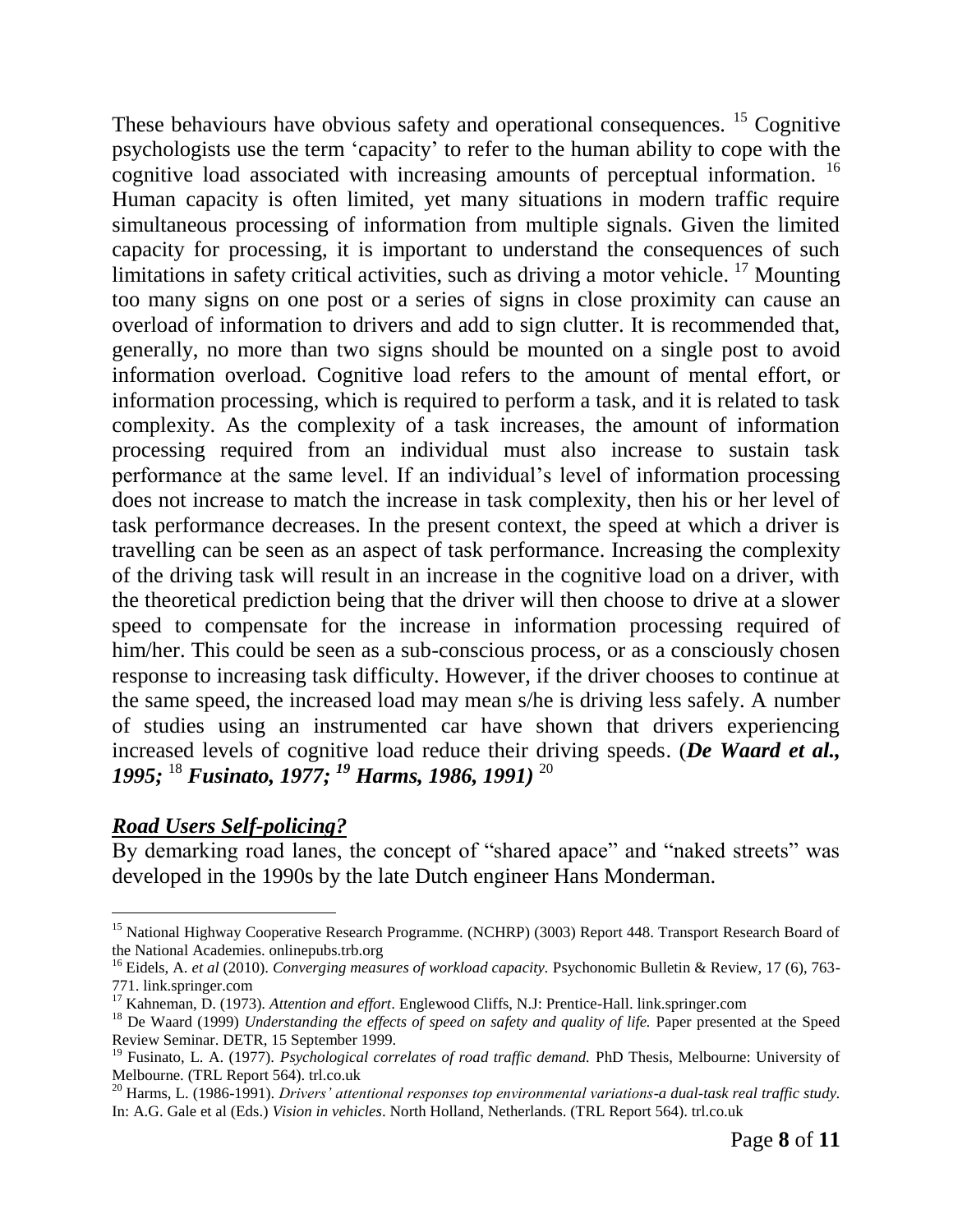These behaviours have obvious safety and operational consequences. [15] Cognitive psychologists use the term 'capacity' to refer to the human ability to cope with the cognitive load associated with increasing amounts of perceptual information. [16] Human capacity is often limited, yet many situations in modern traffic require simultaneous processing of information from multiple signals. Given the limited capacity for processing, it is important to understand the consequences of such limitations in safety critical activities, such as driving a motor vehicle. [17] Mounting too many signs on one post or a series of signs in close proximity can cause an overload of information to drivers and add to sign clutter. It is recommended that, generally, no more than two signs should be mounted on a single post to avoid information overload. Cognitive load refers to the amount of mental effort, or information processing, which is required to perform a task, and it is related to task complexity. As the complexity of a task increases, the amount of information processing required from an individual must also increase to sustain task performance at the same level. If an individual's level of information processing does not increase to match the increase in task complexity, then his or her level of task performance decreases. In the present context, the speed at which a driver is travelling can be seen as an aspect of task performance. Increasing the complexity of the driving task will result in an increase in the cognitive load on a driver, with the theoretical prediction being that the driver will then choose to drive at a slower speed to compensate for the increase in information processing required of him/her. This could be seen as a sub-conscious process, or as a consciously chosen response to increasing task difficulty. However, if the driver chooses to continue at the same speed, the increased load may mean s/he is driving less safely. A number of studies using an instrumented car have shown that drivers experiencing increased levels of cognitive load reduce their driving speeds. (***De Waard et al., 1995;*** [18] ***Fusinato, 1977;*** [19] ***Harms, 1986, 1991)*** [20]

## ***Road Users Self-policing?***

By demarking road lanes, the concept of "shared apace" and "naked streets" was developed in the 1990s by the late Dutch engineer Hans Monderman.

---

[15] National Highway Cooperative Research Programme. (NCHRP) (3003) Report 448. Transport Research Board of the National Academies. onlinepubs.trb.org

[16] Eidels, A. *et al* (2010). *Converging measures of workload capacity.* Psychonomic Bulletin & Review, 17 (6), 763-771. link.springer.com

[17] Kahneman, D. (1973). *Attention and effort*. Englewood Cliffs, N.J: Prentice-Hall. link.springer.com

[18] De Waard (1999) *Understanding the effects of speed on safety and quality of life.* Paper presented at the Speed Review Seminar. DETR, 15 September 1999.

[19] Fusinato, L. A. (1977). *Psychological correlates of road traffic demand.* PhD Thesis, Melbourne: University of Melbourne. (TRL Report 564). trl.co.uk

[20] Harms, L. (1986-1991). *Drivers' attentional responses top environmental variations-a dual-task real traffic study.* In: A.G. Gale et al (Eds.) *Vision in vehicles*. North Holland, Netherlands. (TRL Report 564). trl.co.uk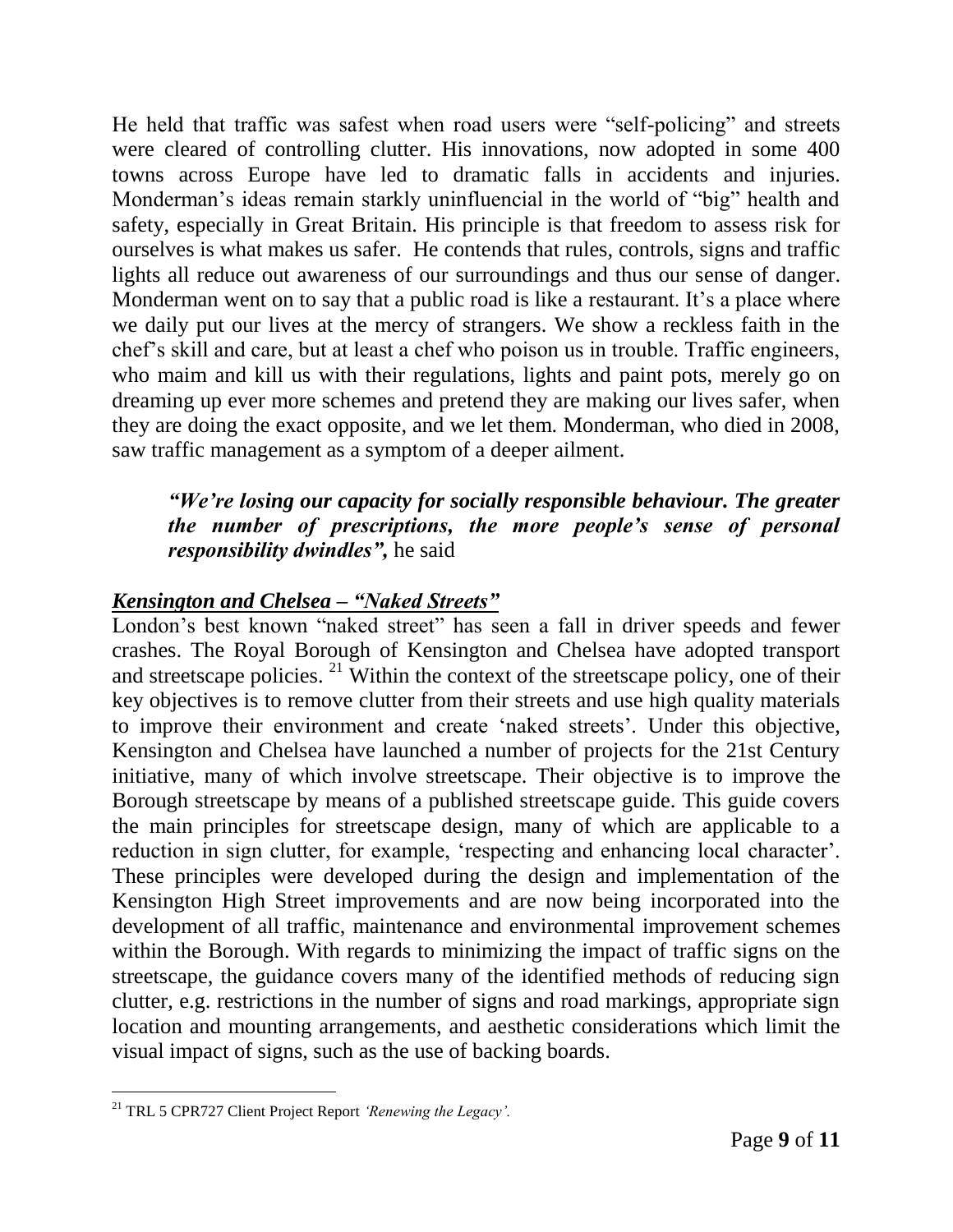He held that traffic was safest when road users were "self-policing" and streets were cleared of controlling clutter. His innovations, now adopted in some 400 towns across Europe have led to dramatic falls in accidents and injuries. Monderman's ideas remain starkly uninfluencial in the world of "big" health and safety, especially in Great Britain. His principle is that freedom to assess risk for ourselves is what makes us safer. He contends that rules, controls, signs and traffic lights all reduce out awareness of our surroundings and thus our sense of danger. Monderman went on to say that a public road is like a restaurant. It's a place where we daily put our lives at the mercy of strangers. We show a reckless faith in the chef's skill and care, but at least a chef who poison us in trouble. Traffic engineers, who maim and kill us with their regulations, lights and paint pots, merely go on dreaming up ever more schemes and pretend they are making our lives safer, when they are doing the exact opposite, and we let them. Monderman, who died in 2008, saw traffic management as a symptom of a deeper ailment.

> ***"We're losing our capacity for socially responsible behaviour. The greater the number of prescriptions, the more people's sense of personal responsibility dwindles",*** he said

***Kensington and Chelsea – "Naked Streets"***

London's best known "naked street" has seen a fall in driver speeds and fewer crashes. The Royal Borough of Kensington and Chelsea have adopted transport and streetscape policies. [21] Within the context of the streetscape policy, one of their key objectives is to remove clutter from their streets and use high quality materials to improve their environment and create 'naked streets'. Under this objective, Kensington and Chelsea have launched a number of projects for the 21st Century initiative, many of which involve streetscape. Their objective is to improve the Borough streetscape by means of a published streetscape guide. This guide covers the main principles for streetscape design, many of which are applicable to a reduction in sign clutter, for example, 'respecting and enhancing local character'. These principles were developed during the design and implementation of the Kensington High Street improvements and are now being incorporated into the development of all traffic, maintenance and environmental improvement schemes within the Borough. With regards to minimizing the impact of traffic signs on the streetscape, the guidance covers many of the identified methods of reducing sign clutter, e.g. restrictions in the number of signs and road markings, appropriate sign location and mounting arrangements, and aesthetic considerations which limit the visual impact of signs, such as the use of backing boards.

[21] TRL 5 CPR727 Client Project Report *'Renewing the Legacy'.*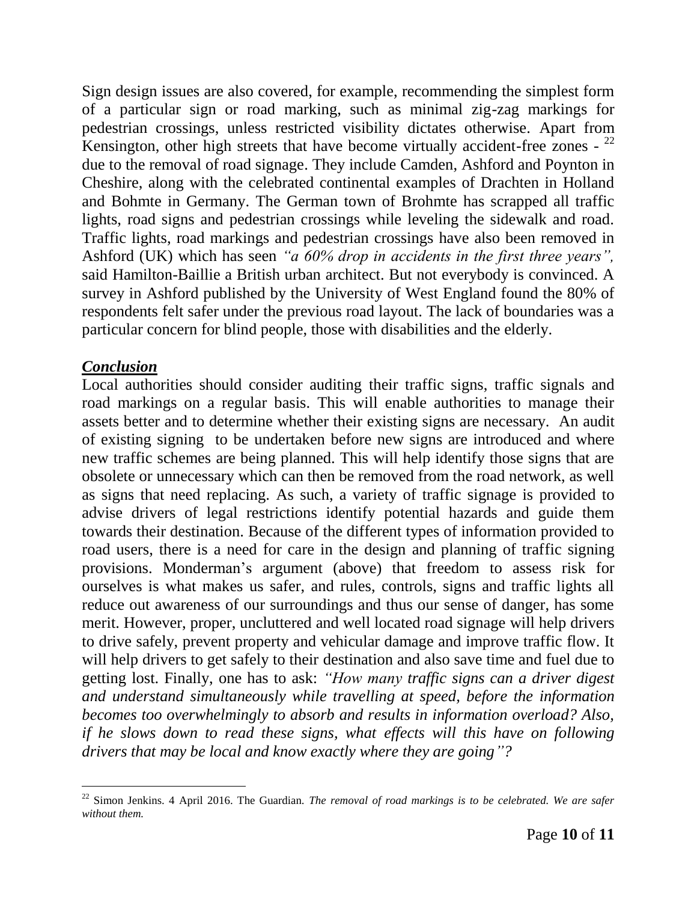Sign design issues are also covered, for example, recommending the simplest form of a particular sign or road marking, such as minimal zig-zag markings for pedestrian crossings, unless restricted visibility dictates otherwise. Apart from Kensington, other high streets that have become virtually accident-free zones - [22] due to the removal of road signage. They include Camden, Ashford and Poynton in Cheshire, along with the celebrated continental examples of Drachten in Holland and Bohmte in Germany. The German town of Brohmte has scrapped all traffic lights, road signs and pedestrian crossings while leveling the sidewalk and road. Traffic lights, road markings and pedestrian crossings have also been removed in Ashford (UK) which has seen *"a 60% drop in accidents in the first three years",* said Hamilton-Baillie a British urban architect. But not everybody is convinced. A survey in Ashford published by the University of West England found the 80% of respondents felt safer under the previous road layout. The lack of boundaries was a particular concern for blind people, those with disabilities and the elderly.

## ***Conclusion***

Local authorities should consider auditing their traffic signs, traffic signals and road markings on a regular basis. This will enable authorities to manage their assets better and to determine whether their existing signs are necessary. An audit of existing signing to be undertaken before new signs are introduced and where new traffic schemes are being planned. This will help identify those signs that are obsolete or unnecessary which can then be removed from the road network, as well as signs that need replacing. As such, a variety of traffic signage is provided to advise drivers of legal restrictions identify potential hazards and guide them towards their destination. Because of the different types of information provided to road users, there is a need for care in the design and planning of traffic signing provisions. Monderman's argument (above) that freedom to assess risk for ourselves is what makes us safer, and rules, controls, signs and traffic lights all reduce out awareness of our surroundings and thus our sense of danger, has some merit. However, proper, uncluttered and well located road signage will help drivers to drive safely, prevent property and vehicular damage and improve traffic flow. It will help drivers to get safely to their destination and also save time and fuel due to getting lost. Finally, one has to ask: *"How many traffic signs can a driver digest and understand simultaneously while travelling at speed, before the information becomes too overwhelmingly to absorb and results in information overload? Also, if he slows down to read these signs, what effects will this have on following drivers that may be local and know exactly where they are going"?*

---

[22] Simon Jenkins. 4 April 2016. The Guardian. *The removal of road markings is to be celebrated. We are safer without them.*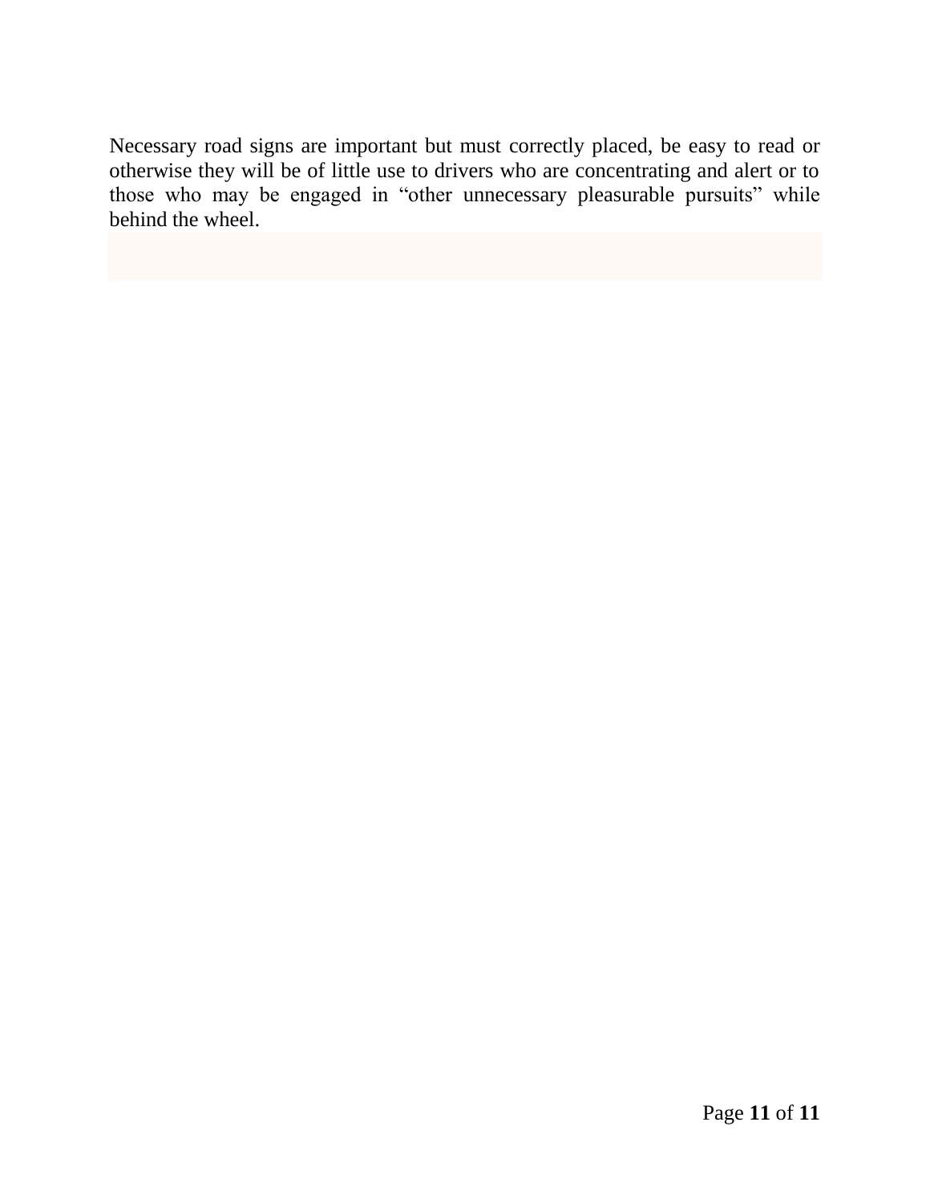Necessary road signs are important but must correctly placed, be easy to read or otherwise they will be of little use to drivers who are concentrating and alert or to those who may be engaged in "other unnecessary pleasurable pursuits" while behind the wheel.